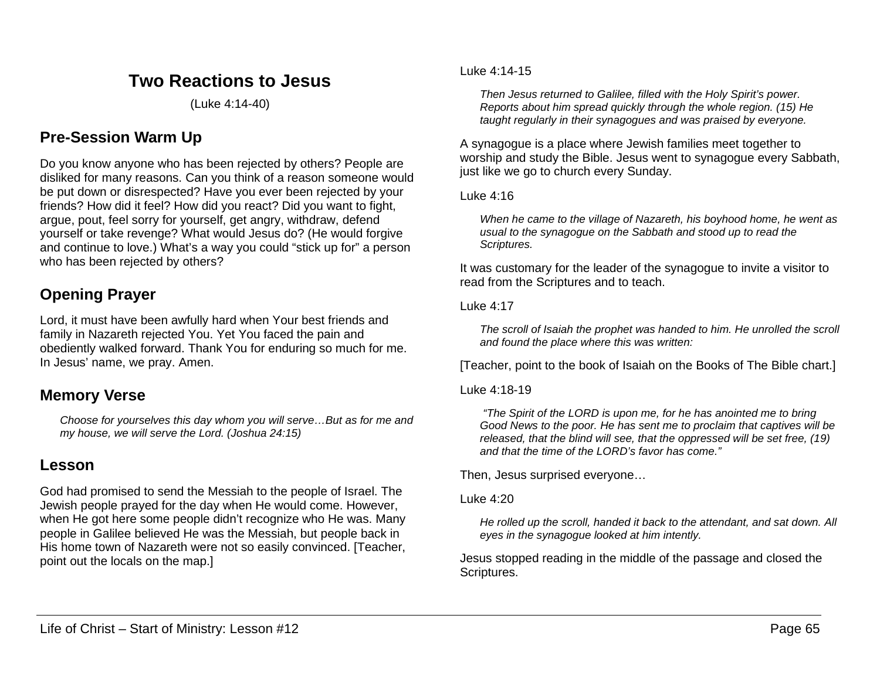# Two Reactions to Jesus

(Luke 4:14-40)

## Pre-Session Warm Up

Do you know anyone who has been rejected by others? People are disliked for many reasons. Can you think of a reason someone would be put down or disrespected? Have you ever been rejected by your friends? How did it feel? How did you react? Did you want to fight, argue, pout, feel sorry for yourself, get angry, withdraw, defend yourself or take revenge? What would Jesus do? (He would forgive and continue to love.) What's a way you could "stick up for" a person who has been rejected by others?

## Opening Prayer

Lord, it must have been awfully hard when Your best friends and family in Nazareth rejected You. Yet You faced the pain and obediently walked forward. Thank You for enduring so much for me. In Jesus' name, we pray. Amen.

## Memory Verse

> *Choose for yourselves this day whom you will serve…But as for me and my house, we will serve the Lord. (Joshua 24:15)*

## Lesson

God had promised to send the Messiah to the people of Israel. The Jewish people prayed for the day when He would come. However, when He got here some people didn't recognize who He was. Many people in Galilee believed He was the Messiah, but people back in His home town of Nazareth were not so easily convinced. [Teacher, point out the locals on the map.]

Luke 4:14-15

> *Then Jesus returned to Galilee, filled with the Holy Spirit's power. Reports about him spread quickly through the whole region. (15) He taught regularly in their synagogues and was praised by everyone.*

A synagogue is a place where Jewish families meet together to worship and study the Bible. Jesus went to synagogue every Sabbath, just like we go to church every Sunday.

Luke 4:16

> *When he came to the village of Nazareth, his boyhood home, he went as usual to the synagogue on the Sabbath and stood up to read the Scriptures.*

It was customary for the leader of the synagogue to invite a visitor to read from the Scriptures and to teach.

Luke 4:17

> *The scroll of Isaiah the prophet was handed to him. He unrolled the scroll and found the place where this was written:*

[Teacher, point to the book of Isaiah on the Books of The Bible chart.]

Luke 4:18-19

> *"The Spirit of the LORD is upon me, for he has anointed me to bring Good News to the poor. He has sent me to proclaim that captives will be released, that the blind will see, that the oppressed will be set free, (19) and that the time of the LORD's favor has come."*

Then, Jesus surprised everyone…

Luke 4:20

> *He rolled up the scroll, handed it back to the attendant, and sat down. All eyes in the synagogue looked at him intently.*

Jesus stopped reading in the middle of the passage and closed the Scriptures.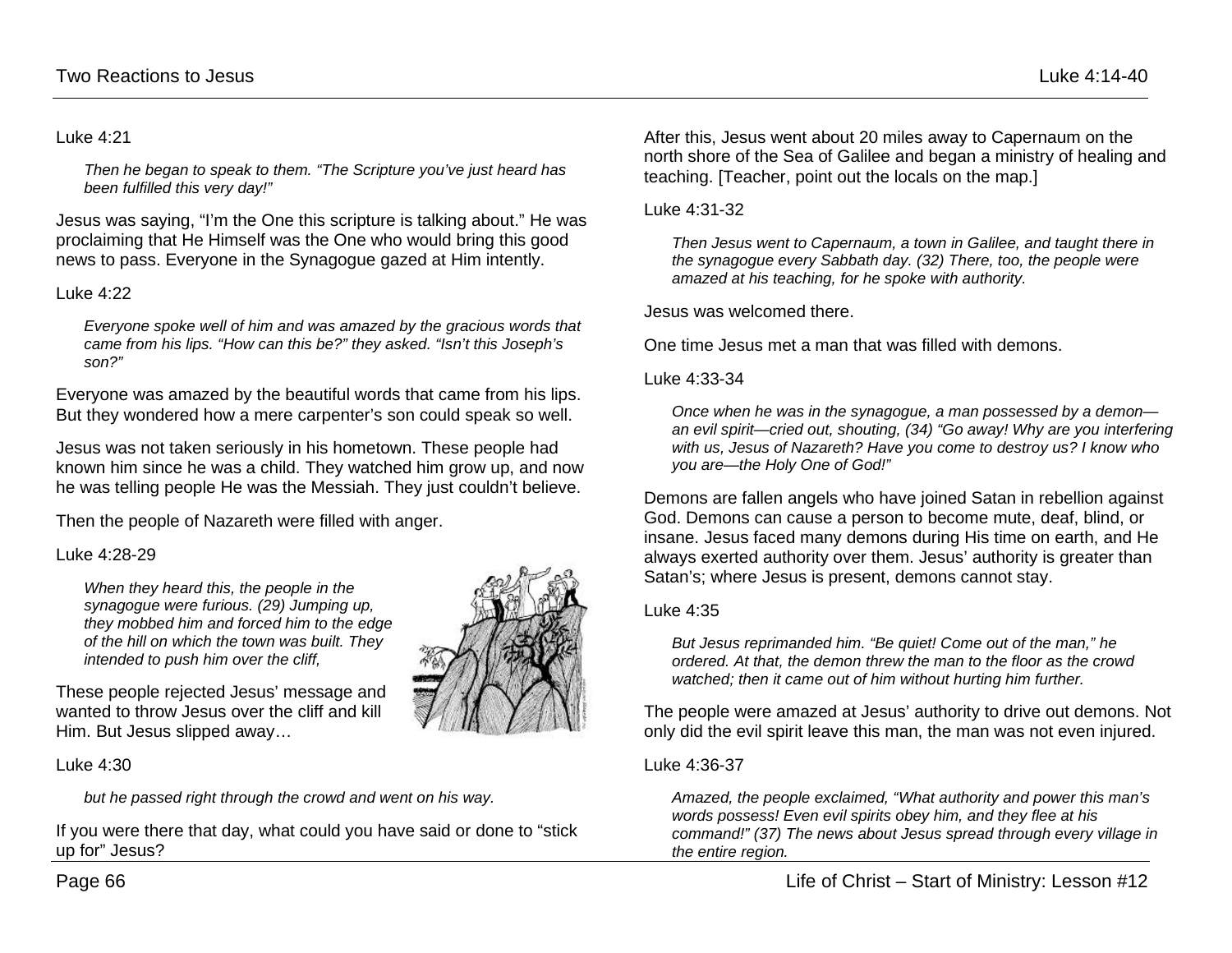Luke 4:21

> *Then he began to speak to them. "The Scripture you've just heard has been fulfilled this very day!"*

Jesus was saying, "I'm the One this scripture is talking about." He was proclaiming that He Himself was the One who would bring this good news to pass. Everyone in the Synagogue gazed at Him intently.

Luke 4:22

> *Everyone spoke well of him and was amazed by the gracious words that came from his lips. "How can this be?" they asked. "Isn't this Joseph's son?"*

Everyone was amazed by the beautiful words that came from his lips. But they wondered how a mere carpenter's son could speak so well.

Jesus was not taken seriously in his hometown. These people had known him since he was a child. They watched him grow up, and now he was telling people He was the Messiah. They just couldn't believe.

Then the people of Nazareth were filled with anger.

Luke 4:28-29

> *When they heard this, the people in the synagogue were furious. (29) Jumping up, they mobbed him and forced him to the edge of the hill on which the town was built. They intended to push him over the cliff,*

These people rejected Jesus' message and wanted to throw Jesus over the cliff and kill Him. But Jesus slipped away…

Luke 4:30

> *but he passed right through the crowd and went on his way.*

If you were there that day, what could you have said or done to "stick up for" Jesus?

After this, Jesus went about 20 miles away to Capernaum on the north shore of the Sea of Galilee and began a ministry of healing and teaching. [Teacher, point out the locals on the map.]

Luke 4:31-32

> *Then Jesus went to Capernaum, a town in Galilee, and taught there in the synagogue every Sabbath day. (32) There, too, the people were amazed at his teaching, for he spoke with authority.*

Jesus was welcomed there.

One time Jesus met a man that was filled with demons.

Luke 4:33-34

> *Once when he was in the synagogue, a man possessed by a demon—an evil spirit—cried out, shouting, (34) "Go away! Why are you interfering with us, Jesus of Nazareth? Have you come to destroy us? I know who you are—the Holy One of God!"*

Demons are fallen angels who have joined Satan in rebellion against God. Demons can cause a person to become mute, deaf, blind, or insane. Jesus faced many demons during His time on earth, and He always exerted authority over them. Jesus' authority is greater than Satan's; where Jesus is present, demons cannot stay.

Luke 4:35

> *But Jesus reprimanded him. "Be quiet! Come out of the man," he ordered. At that, the demon threw the man to the floor as the crowd watched; then it came out of him without hurting him further.*

The people were amazed at Jesus' authority to drive out demons. Not only did the evil spirit leave this man, the man was not even injured.

Luke 4:36-37

> *Amazed, the people exclaimed, "What authority and power this man's words possess! Even evil spirits obey him, and they flee at his command!" (37) The news about Jesus spread through every village in the entire region.*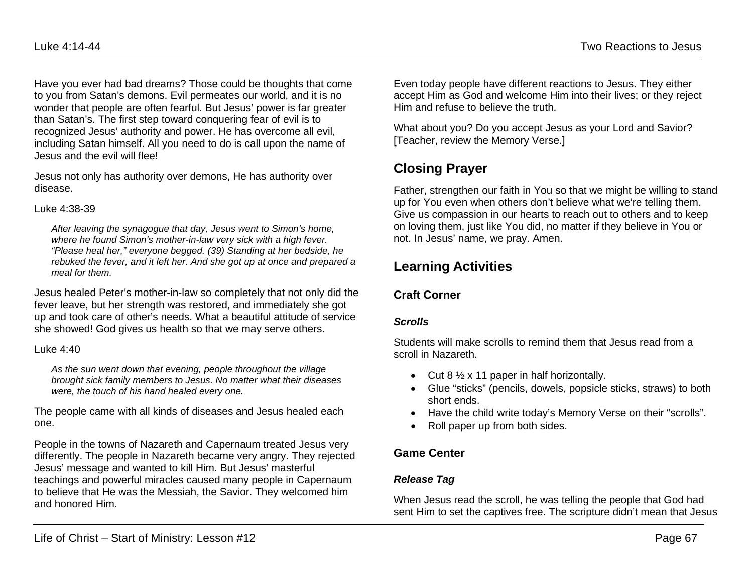Have you ever had bad dreams? Those could be thoughts that come to you from Satan's demons. Evil permeates our world, and it is no wonder that people are often fearful. But Jesus' power is far greater than Satan's. The first step toward conquering fear of evil is to recognized Jesus' authority and power. He has overcome all evil, including Satan himself. All you need to do is call upon the name of Jesus and the evil will flee!

Jesus not only has authority over demons, He has authority over disease.

Luke 4:38-39

> *After leaving the synagogue that day, Jesus went to Simon's home, where he found Simon's mother-in-law very sick with a high fever. "Please heal her," everyone begged. (39) Standing at her bedside, he rebuked the fever, and it left her. And she got up at once and prepared a meal for them.*

Jesus healed Peter's mother-in-law so completely that not only did the fever leave, but her strength was restored, and immediately she got up and took care of other's needs. What a beautiful attitude of service she showed! God gives us health so that we may serve others.

Luke 4:40

> *As the sun went down that evening, people throughout the village brought sick family members to Jesus. No matter what their diseases were, the touch of his hand healed every one.*

The people came with all kinds of diseases and Jesus healed each one.

People in the towns of Nazareth and Capernaum treated Jesus very differently. The people in Nazareth became very angry. They rejected Jesus' message and wanted to kill Him. But Jesus' masterful teachings and powerful miracles caused many people in Capernaum to believe that He was the Messiah, the Savior. They welcomed him and honored Him.

Even today people have different reactions to Jesus. They either accept Him as God and welcome Him into their lives; or they reject Him and refuse to believe the truth.

What about you? Do you accept Jesus as your Lord and Savior? [Teacher, review the Memory Verse.]

## Closing Prayer

Father, strengthen our faith in You so that we might be willing to stand up for You even when others don't believe what we're telling them. Give us compassion in our hearts to reach out to others and to keep on loving them, just like You did, no matter if they believe in You or not. In Jesus' name, we pray. Amen.

## Learning Activities

### Craft Corner

#### *Scrolls*

Students will make scrolls to remind them that Jesus read from a scroll in Nazareth.

- Cut 8 ½ x 11 paper in half horizontally.
- Glue "sticks" (pencils, dowels, popsicle sticks, straws) to both short ends.
- Have the child write today's Memory Verse on their "scrolls".
- Roll paper up from both sides.

### Game Center

#### *Release Tag*

When Jesus read the scroll, he was telling the people that God had sent Him to set the captives free. The scripture didn't mean that Jesus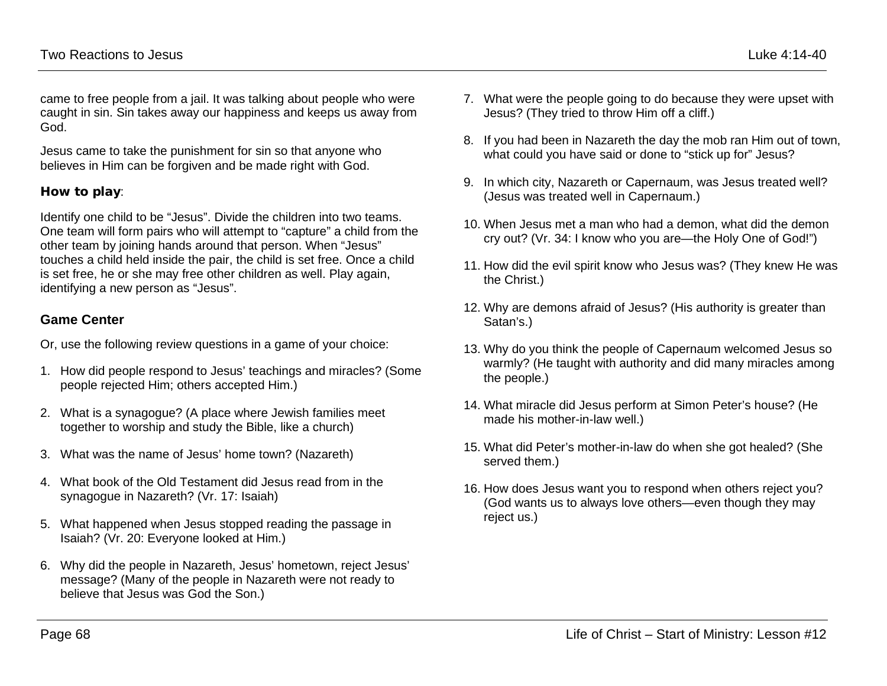came to free people from a jail. It was talking about people who were caught in sin. Sin takes away our happiness and keeps us away from God.

Jesus came to take the punishment for sin so that anyone who believes in Him can be forgiven and be made right with God.

**How to play**:

Identify one child to be "Jesus". Divide the children into two teams. One team will form pairs who will attempt to "capture" a child from the other team by joining hands around that person. When "Jesus" touches a child held inside the pair, the child is set free. Once a child is set free, he or she may free other children as well. Play again, identifying a new person as "Jesus".

### Game Center

Or, use the following review questions in a game of your choice:

1. How did people respond to Jesus' teachings and miracles? (Some people rejected Him; others accepted Him.)
2. What is a synagogue? (A place where Jewish families meet together to worship and study the Bible, like a church)
3. What was the name of Jesus' home town? (Nazareth)
4. What book of the Old Testament did Jesus read from in the synagogue in Nazareth? (Vr. 17: Isaiah)
5. What happened when Jesus stopped reading the passage in Isaiah? (Vr. 20: Everyone looked at Him.)
6. Why did the people in Nazareth, Jesus' hometown, reject Jesus' message? (Many of the people in Nazareth were not ready to believe that Jesus was God the Son.)
7. What were the people going to do because they were upset with Jesus? (They tried to throw Him off a cliff.)
8. If you had been in Nazareth the day the mob ran Him out of town, what could you have said or done to "stick up for" Jesus?
9. In which city, Nazareth or Capernaum, was Jesus treated well? (Jesus was treated well in Capernaum.)
10. When Jesus met a man who had a demon, what did the demon cry out? (Vr. 34: I know who you are—the Holy One of God!")
11. How did the evil spirit know who Jesus was? (They knew He was the Christ.)
12. Why are demons afraid of Jesus? (His authority is greater than Satan's.)
13. Why do you think the people of Capernaum welcomed Jesus so warmly? (He taught with authority and did many miracles among the people.)
14. What miracle did Jesus perform at Simon Peter's house? (He made his mother-in-law well.)
15. What did Peter's mother-in-law do when she got healed? (She served them.)
16. How does Jesus want you to respond when others reject you? (God wants us to always love others—even though they may reject us.)